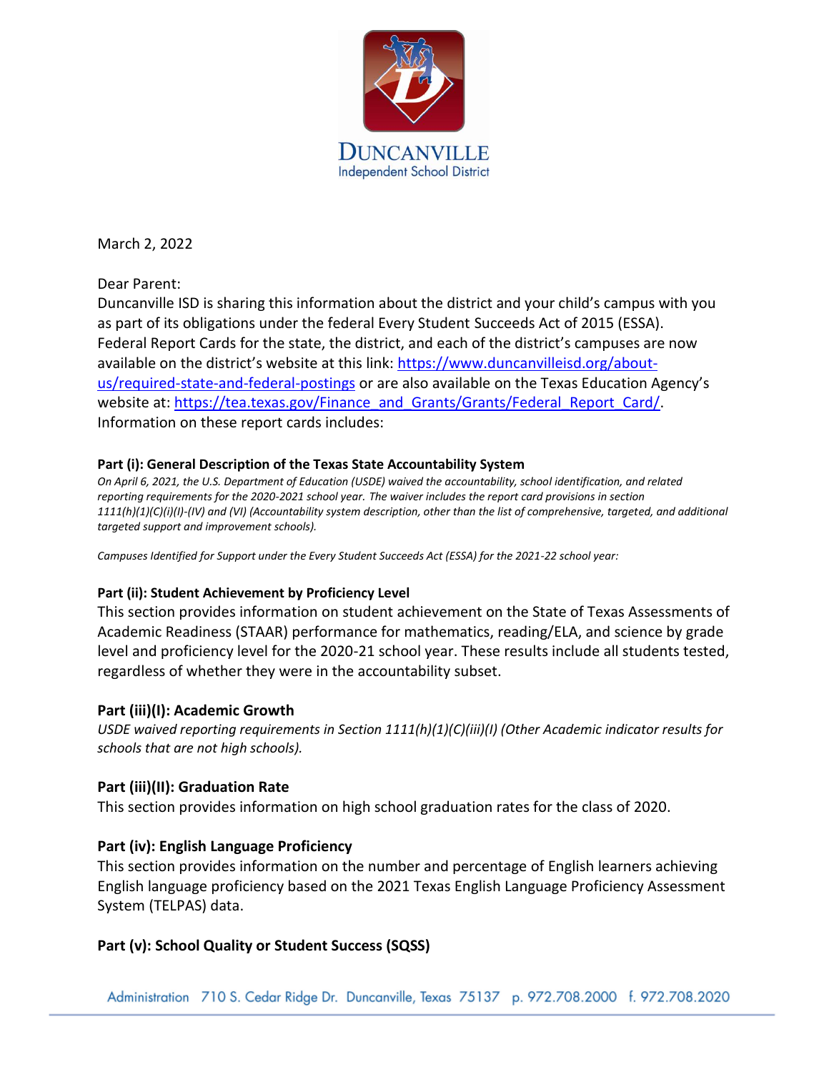DUNCANVILLE
Independent School District

March 2, 2022

Dear Parent:
Duncanville ISD is sharing this information about the district and your child's campus with you as part of its obligations under the federal Every Student Succeeds Act of 2015 (ESSA). Federal Report Cards for the state, the district, and each of the district's campuses are now available on the district's website at this link: [https://www.duncanvilleisd.org/about-us/required-state-and-federal-postings](https://www.duncanvilleisd.org/about-us/required-state-and-federal-postings) or are also available on the Texas Education Agency's website at: [https://tea.texas.gov/Finance_and_Grants/Grants/Federal_Report_Card/](https://tea.texas.gov/Finance_and_Grants/Grants/Federal_Report_Card/). Information on these report cards includes:

#### Part (i): General Description of the Texas State Accountability System

*On April 6, 2021, the U.S. Department of Education (USDE) waived the accountability, school identification, and related reporting requirements for the 2020-2021 school year. The waiver includes the report card provisions in section 1111(h)(1)(C)(i)(I)-(IV) and (VI) (Accountability system description, other than the list of comprehensive, targeted, and additional targeted support and improvement schools).*

*Campuses Identified for Support under the Every Student Succeeds Act (ESSA) for the 2021-22 school year:*

#### Part (ii): Student Achievement by Proficiency Level

This section provides information on student achievement on the State of Texas Assessments of Academic Readiness (STAAR) performance for mathematics, reading/ELA, and science by grade level and proficiency level for the 2020-21 school year. These results include all students tested, regardless of whether they were in the accountability subset.

#### Part (iii)(I): Academic Growth

*USDE waived reporting requirements in Section 1111(h)(1)(C)(iii)(I) (Other Academic indicator results for schools that are not high schools).*

#### Part (iii)(II): Graduation Rate

This section provides information on high school graduation rates for the class of 2020.

#### Part (iv): English Language Proficiency

This section provides information on the number and percentage of English learners achieving English language proficiency based on the 2021 Texas English Language Proficiency Assessment System (TELPAS) data.

#### Part (v): School Quality or Student Success (SQSS)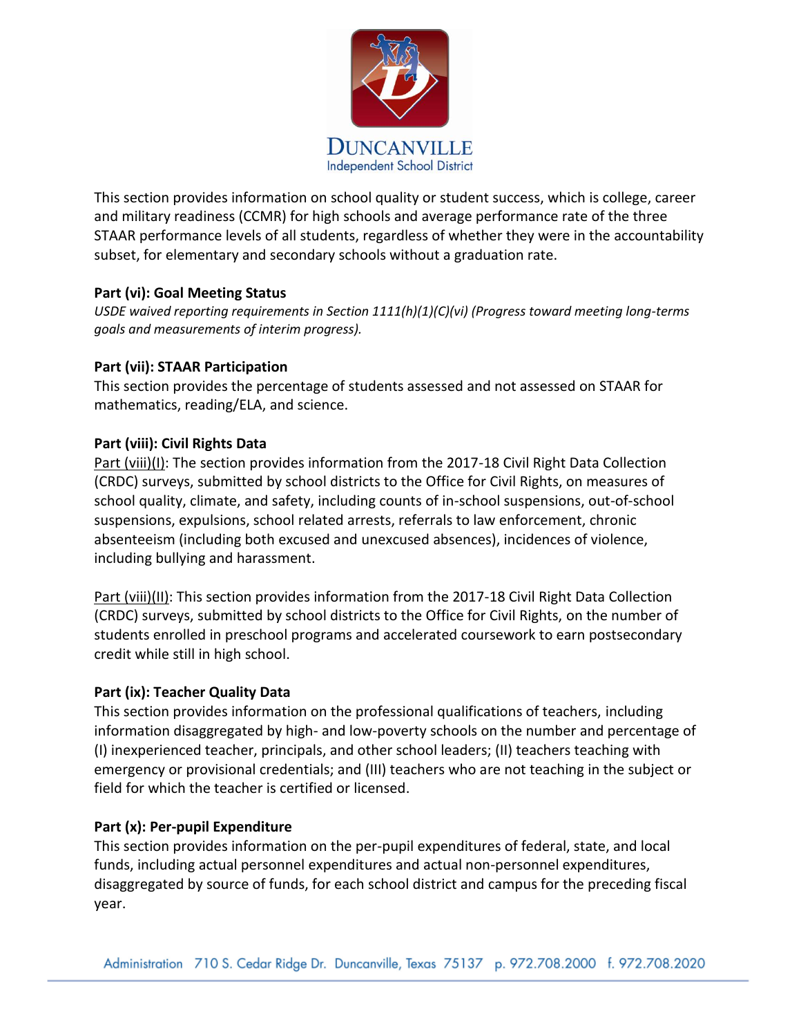This section provides information on school quality or student success, which is college, career and military readiness (CCMR) for high schools and average performance rate of the three STAAR performance levels of all students, regardless of whether they were in the accountability subset, for elementary and secondary schools without a graduation rate.

**Part (vi): Goal Meeting Status**

*USDE waived reporting requirements in Section 1111(h)(1)(C)(vi) (Progress toward meeting long-terms goals and measurements of interim progress).*

**Part (vii): STAAR Participation**

This section provides the percentage of students assessed and not assessed on STAAR for mathematics, reading/ELA, and science.

**Part (viii): Civil Rights Data**

Part (viii)(I): The section provides information from the 2017-18 Civil Right Data Collection (CRDC) surveys, submitted by school districts to the Office for Civil Rights, on measures of school quality, climate, and safety, including counts of in-school suspensions, out-of-school suspensions, expulsions, school related arrests, referrals to law enforcement, chronic absenteeism (including both excused and unexcused absences), incidences of violence, including bullying and harassment.

Part (viii)(II): This section provides information from the 2017-18 Civil Right Data Collection (CRDC) surveys, submitted by school districts to the Office for Civil Rights, on the number of students enrolled in preschool programs and accelerated coursework to earn postsecondary credit while still in high school.

**Part (ix): Teacher Quality Data**

This section provides information on the professional qualifications of teachers, including information disaggregated by high- and low-poverty schools on the number and percentage of (I) inexperienced teacher, principals, and other school leaders; (II) teachers teaching with emergency or provisional credentials; and (III) teachers who are not teaching in the subject or field for which the teacher is certified or licensed.

**Part (x): Per-pupil Expenditure**

This section provides information on the per-pupil expenditures of federal, state, and local funds, including actual personnel expenditures and actual non-personnel expenditures, disaggregated by source of funds, for each school district and campus for the preceding fiscal year.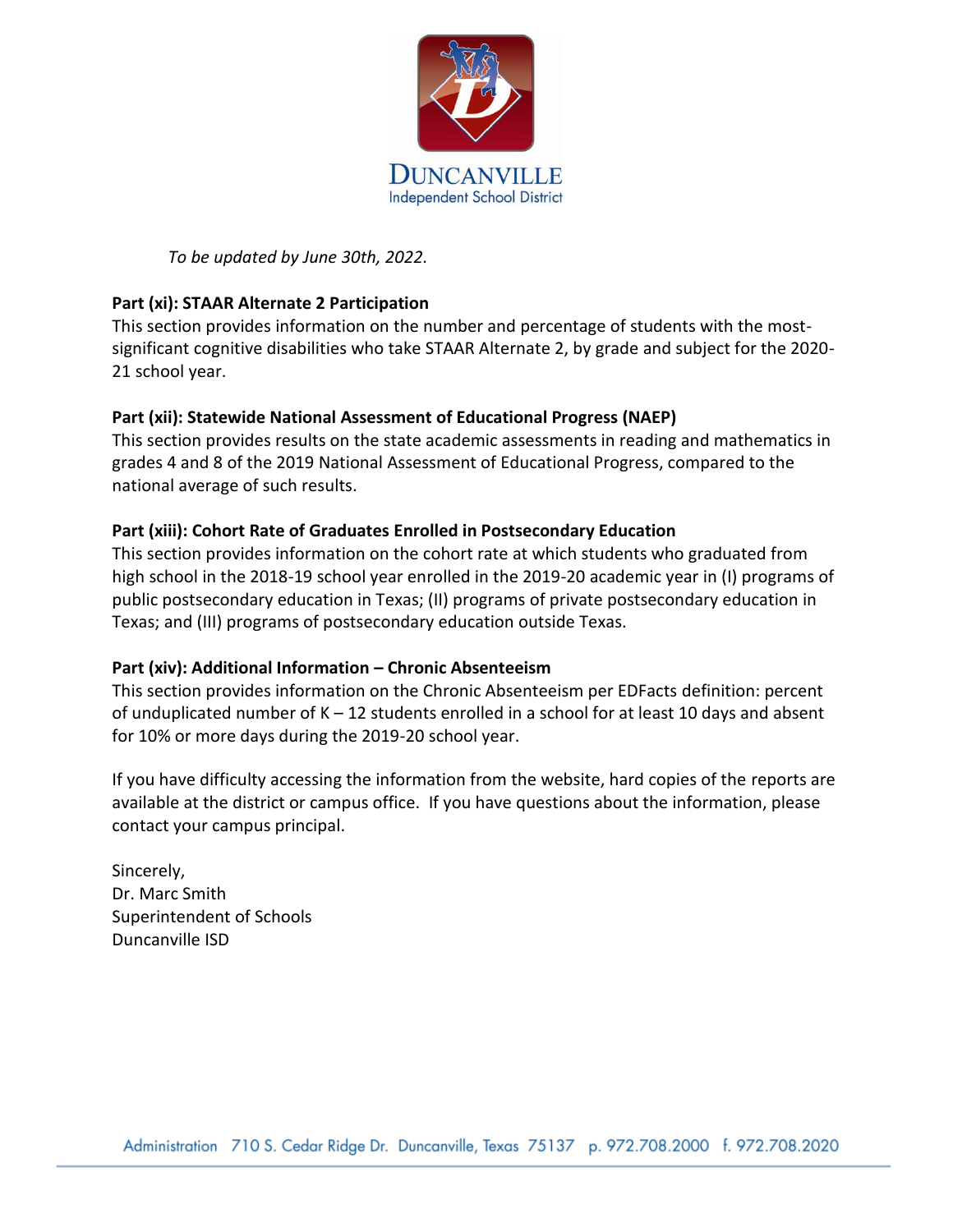*To be updated by June 30th, 2022.*

**Part (xi): STAAR Alternate 2 Participation**
This section provides information on the number and percentage of students with the most-significant cognitive disabilities who take STAAR Alternate 2, by grade and subject for the 2020-21 school year.

**Part (xii): Statewide National Assessment of Educational Progress (NAEP)**
This section provides results on the state academic assessments in reading and mathematics in grades 4 and 8 of the 2019 National Assessment of Educational Progress, compared to the national average of such results.

**Part (xiii): Cohort Rate of Graduates Enrolled in Postsecondary Education**
This section provides information on the cohort rate at which students who graduated from high school in the 2018-19 school year enrolled in the 2019-20 academic year in (I) programs of public postsecondary education in Texas; (II) programs of private postsecondary education in Texas; and (III) programs of postsecondary education outside Texas.

**Part (xiv): Additional Information – Chronic Absenteeism**
This section provides information on the Chronic Absenteeism per EDFacts definition: percent of unduplicated number of K – 12 students enrolled in a school for at least 10 days and absent for 10% or more days during the 2019-20 school year.

If you have difficulty accessing the information from the website, hard copies of the reports are available at the district or campus office. If you have questions about the information, please contact your campus principal.

Sincerely,
Dr. Marc Smith
Superintendent of Schools
Duncanville ISD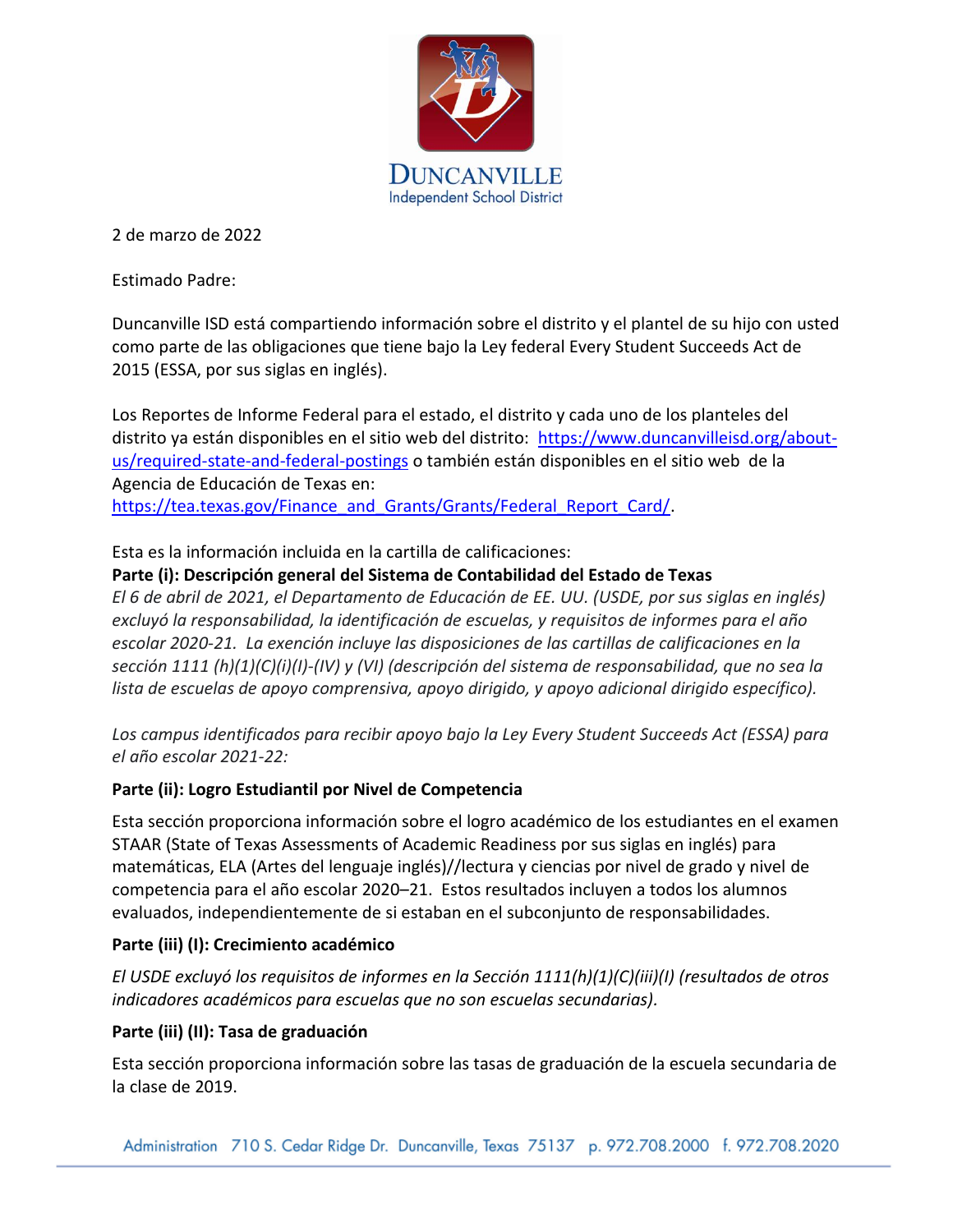DUNCANVILLE
Independent School District

2 de marzo de 2022

Estimado Padre:

Duncanville ISD está compartiendo información sobre el distrito y el plantel de su hijo con usted como parte de las obligaciones que tiene bajo la Ley federal Every Student Succeeds Act de 2015 (ESSA, por sus siglas en inglés).

Los Reportes de Informe Federal para el estado, el distrito y cada uno de los planteles del distrito ya están disponibles en el sitio web del distrito: https://www.duncanvilleisd.org/about-us/required-state-and-federal-postings o también están disponibles en el sitio web de la Agencia de Educación de Texas en: https://tea.texas.gov/Finance_and_Grants/Grants/Federal_Report_Card/.

Esta es la información incluida en la cartilla de calificaciones:

**Parte (i): Descripción general del Sistema de Contabilidad del Estado de Texas**

*El 6 de abril de 2021, el Departamento de Educación de EE. UU. (USDE, por sus siglas en inglés) excluyó la responsabilidad, la identificación de escuelas, y requisitos de informes para el año escolar 2020-21. La exención incluye las disposiciones de las cartillas de calificaciones en la sección 1111 (h)(1)(C)(i)(I)-(IV) y (VI) (descripción del sistema de responsabilidad, que no sea la lista de escuelas de apoyo comprensiva, apoyo dirigido, y apoyo adicional dirigido específico).*

*Los campus identificados para recibir apoyo bajo la Ley Every Student Succeeds Act (ESSA) para el año escolar 2021-22:*

**Parte (ii): Logro Estudiantil por Nivel de Competencia**

Esta sección proporciona información sobre el logro académico de los estudiantes en el examen STAAR (State of Texas Assessments of Academic Readiness por sus siglas en inglés) para matemáticas, ELA (Artes del lenguaje inglés)//lectura y ciencias por nivel de grado y nivel de competencia para el año escolar 2020–21. Estos resultados incluyen a todos los alumnos evaluados, independientemente de si estaban en el subconjunto de responsabilidades.

**Parte (iii) (I): Crecimiento académico**

*El USDE excluyó los requisitos de informes en la Sección 1111(h)(1)(C)(iii)(I) (resultados de otros indicadores académicos para escuelas que no son escuelas secundarias).*

**Parte (iii) (II): Tasa de graduación**

Esta sección proporciona información sobre las tasas de graduación de la escuela secundaria de la clase de 2019.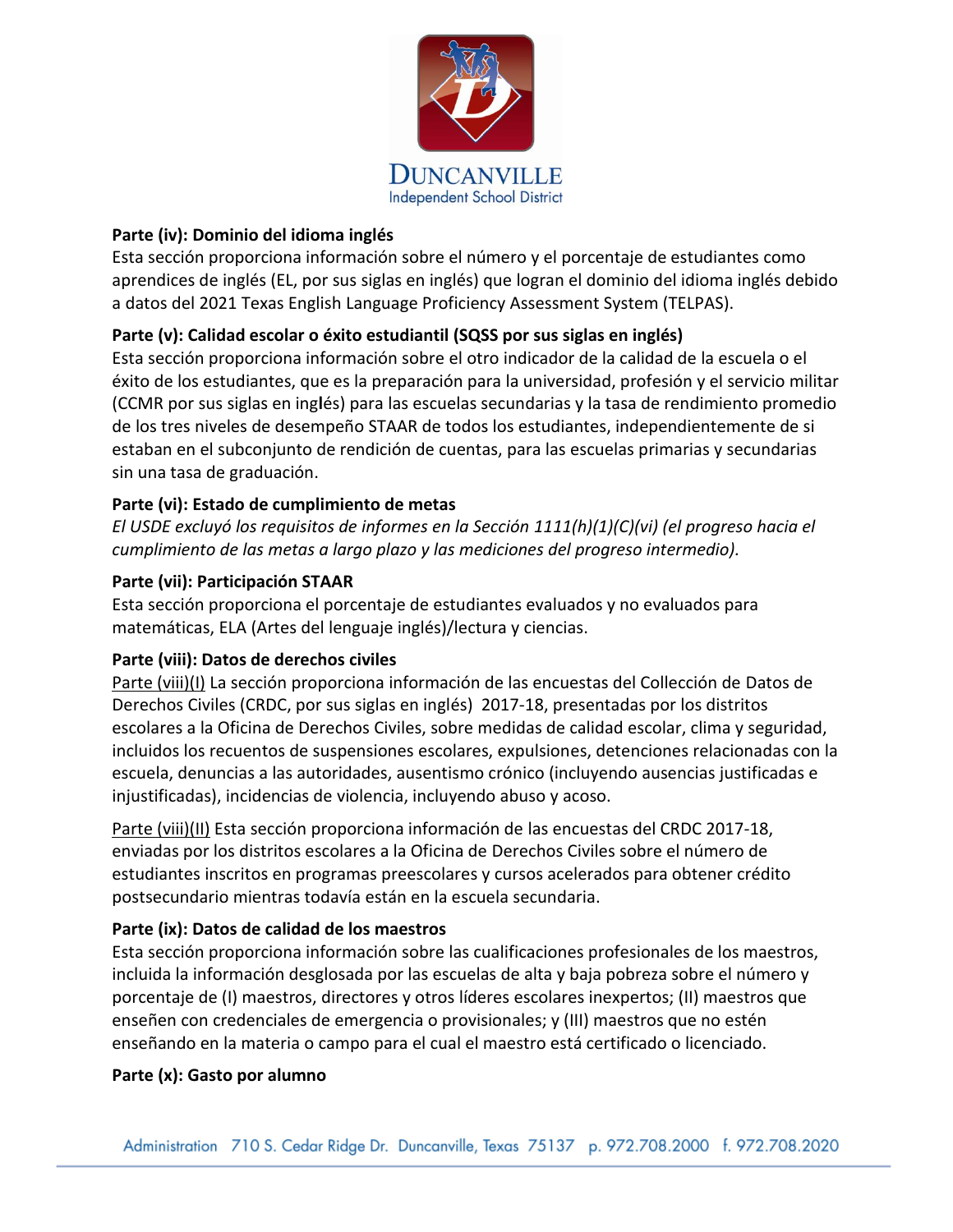**Parte (iv): Dominio del idioma inglés**

Esta sección proporciona información sobre el número y el porcentaje de estudiantes como aprendices de inglés (EL, por sus siglas en inglés) que logran el dominio del idioma inglés debido a datos del 2021 Texas English Language Proficiency Assessment System (TELPAS).

**Parte (v): Calidad escolar o éxito estudiantil (SQSS por sus siglas en inglés)**

Esta sección proporciona información sobre el otro indicador de la calidad de la escuela o el éxito de los estudiantes, que es la preparación para la universidad, profesión y el servicio militar (CCMR por sus siglas en inglés) para las escuelas secundarias y la tasa de rendimiento promedio de los tres niveles de desempeño STAAR de todos los estudiantes, independientemente de si estaban en el subconjunto de rendición de cuentas, para las escuelas primarias y secundarias sin una tasa de graduación.

**Parte (vi): Estado de cumplimiento de metas**

*El USDE excluyó los requisitos de informes en la Sección 1111(h)(1)(C)(vi) (el progreso hacia el cumplimiento de las metas a largo plazo y las mediciones del progreso intermedio).*

**Parte (vii): Participación STAAR**

Esta sección proporciona el porcentaje de estudiantes evaluados y no evaluados para matemáticas, ELA (Artes del lenguaje inglés)/lectura y ciencias.

**Parte (viii): Datos de derechos civiles**

Parte (viii)(I) La sección proporciona información de las encuestas del Collección de Datos de Derechos Civiles (CRDC, por sus siglas en inglés) 2017-18, presentadas por los distritos escolares a la Oficina de Derechos Civiles, sobre medidas de calidad escolar, clima y seguridad, incluidos los recuentos de suspensiones escolares, expulsiones, detenciones relacionadas con la escuela, denuncias a las autoridades, ausentismo crónico (incluyendo ausencias justificadas e injustificadas), incidencias de violencia, incluyendo abuso y acoso.

Parte (viii)(II) Esta sección proporciona información de las encuestas del CRDC 2017-18, enviadas por los distritos escolares a la Oficina de Derechos Civiles sobre el número de estudiantes inscritos en programas preescolares y cursos acelerados para obtener crédito postsecundario mientras todavía están en la escuela secundaria.

**Parte (ix): Datos de calidad de los maestros**

Esta sección proporciona información sobre las cualificaciones profesionales de los maestros, incluida la información desglosada por las escuelas de alta y baja pobreza sobre el número y porcentaje de (I) maestros, directores y otros líderes escolares inexpertos; (II) maestros que enseñen con credenciales de emergencia o provisionales; y (III) maestros que no estén enseñando en la materia o campo para el cual el maestro está certificado o licenciado.

**Parte (x): Gasto por alumno**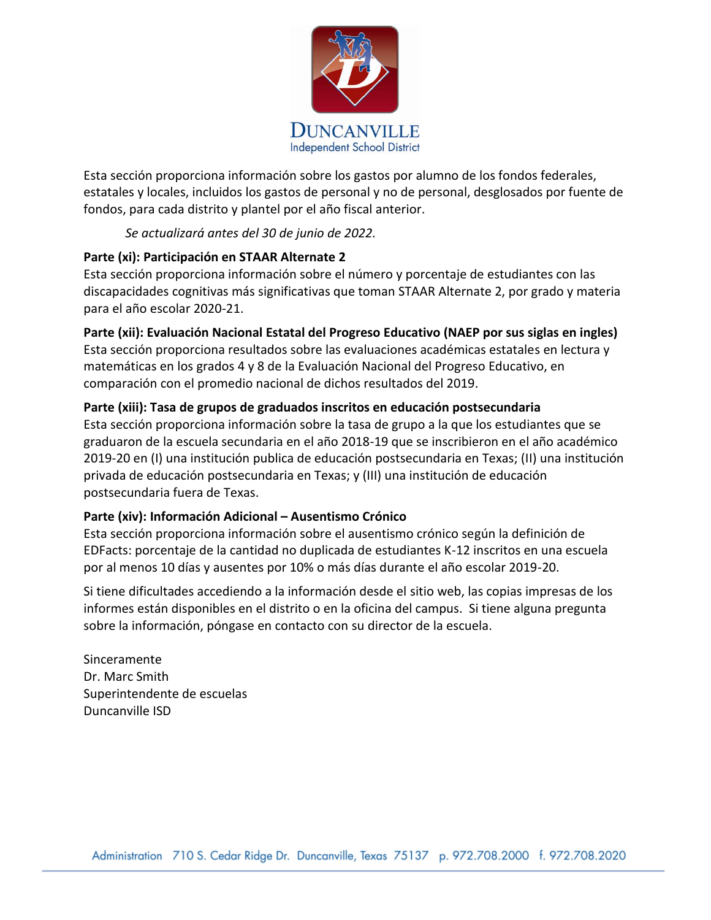DUNCANVILLE
Independent School District

Esta sección proporciona información sobre los gastos por alumno de los fondos federales, estatales y locales, incluidos los gastos de personal y no de personal, desglosados por fuente de fondos, para cada distrito y plantel por el año fiscal anterior.

*Se actualizará antes del 30 de junio de 2022.*

**Parte (xi): Participación en STAAR Alternate 2**
Esta sección proporciona información sobre el número y porcentaje de estudiantes con las discapacidades cognitivas más significativas que toman STAAR Alternate 2, por grado y materia para el año escolar 2020-21.

**Parte (xii): Evaluación Nacional Estatal del Progreso Educativo (NAEP por sus siglas en ingles)**
Esta sección proporciona resultados sobre las evaluaciones académicas estatales en lectura y matemáticas en los grados 4 y 8 de la Evaluación Nacional del Progreso Educativo, en comparación con el promedio nacional de dichos resultados del 2019.

**Parte (xiii): Tasa de grupos de graduados inscritos en educación postsecundaria**
Esta sección proporciona información sobre la tasa de grupo a la que los estudiantes que se graduaron de la escuela secundaria en el año 2018-19 que se inscribieron en el año académico 2019-20 en (I) una institución publica de educación postsecundaria en Texas; (II) una institución privada de educación postsecundaria en Texas; y (III) una institución de educación postsecundaria fuera de Texas.

**Parte (xiv): Información Adicional – Ausentismo Crónico**
Esta sección proporciona información sobre el ausentismo crónico según la definición de EDFacts: porcentaje de la cantidad no duplicada de estudiantes K-12 inscritos en una escuela por al menos 10 días y ausentes por 10% o más días durante el año escolar 2019-20.

Si tiene dificultades accediendo a la información desde el sitio web, las copias impresas de los informes están disponibles en el distrito o en la oficina del campus. Si tiene alguna pregunta sobre la información, póngase en contacto con su director de la escuela.

Sinceramente
Dr. Marc Smith
Superintendente de escuelas
Duncanville ISD

Administration 710 S. Cedar Ridge Dr. Duncanville, Texas 75137 p. 972.708.2000 f. 972.708.2020